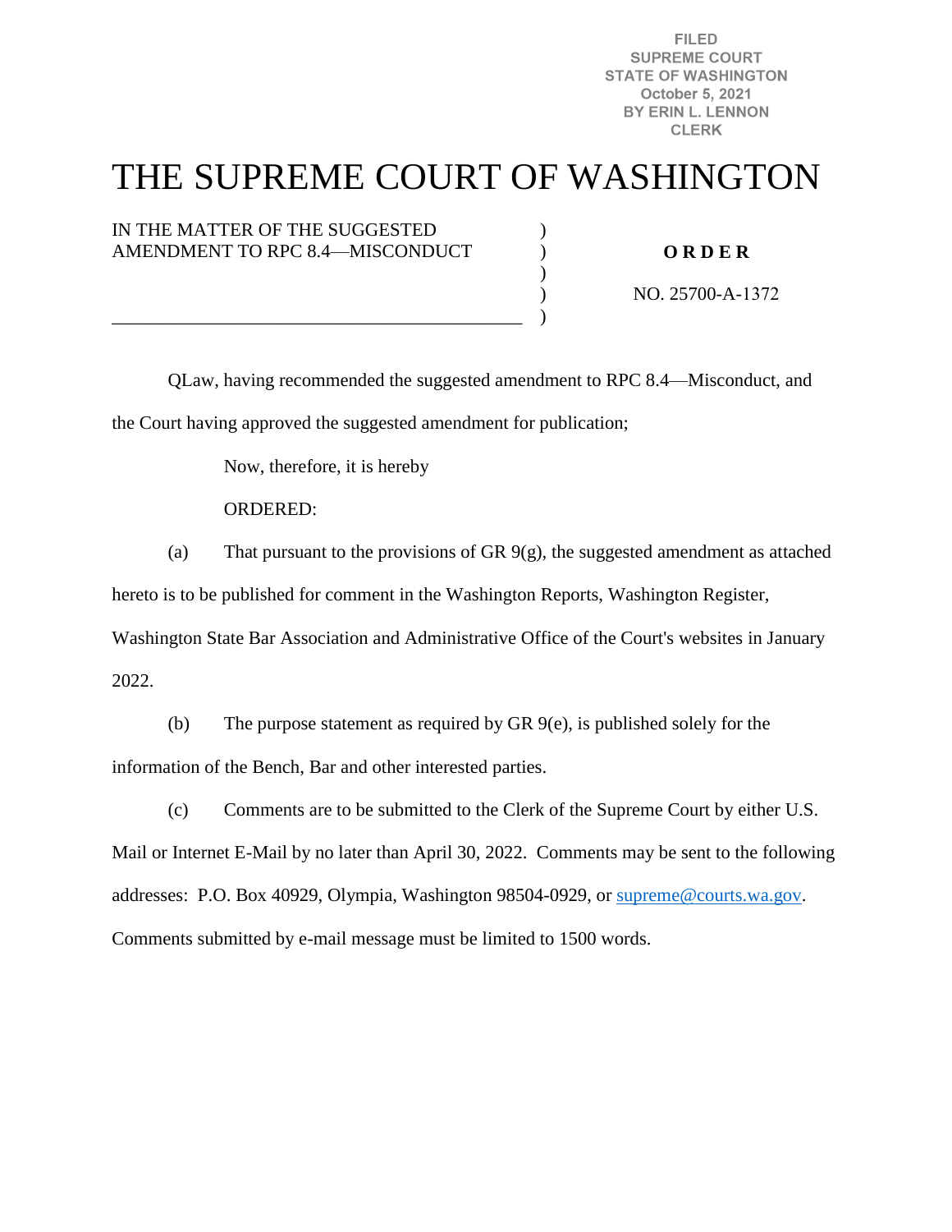FILED
SUPREME COURT
STATE OF WASHINGTON
October 5, 2021
BY ERIN L. LENNON
CLERK

# THE SUPREME COURT OF WASHINGTON

IN THE MATTER OF THE SUGGESTED AMENDMENT TO RPC 8.4—MISCONDUCT

**O R D E R**

NO. 25700-A-1372

QLaw, having recommended the suggested amendment to RPC 8.4—Misconduct, and the Court having approved the suggested amendment for publication;

Now, therefore, it is hereby

ORDERED:

(a) That pursuant to the provisions of GR 9(g), the suggested amendment as attached hereto is to be published for comment in the Washington Reports, Washington Register, Washington State Bar Association and Administrative Office of the Court's websites in January 2022.

(b) The purpose statement as required by GR 9(e), is published solely for the information of the Bench, Bar and other interested parties.

(c) Comments are to be submitted to the Clerk of the Supreme Court by either U.S. Mail or Internet E-Mail by no later than April 30, 2022. Comments may be sent to the following addresses: P.O. Box 40929, Olympia, Washington 98504-0929, or supreme@courts.wa.gov. Comments submitted by e-mail message must be limited to 1500 words.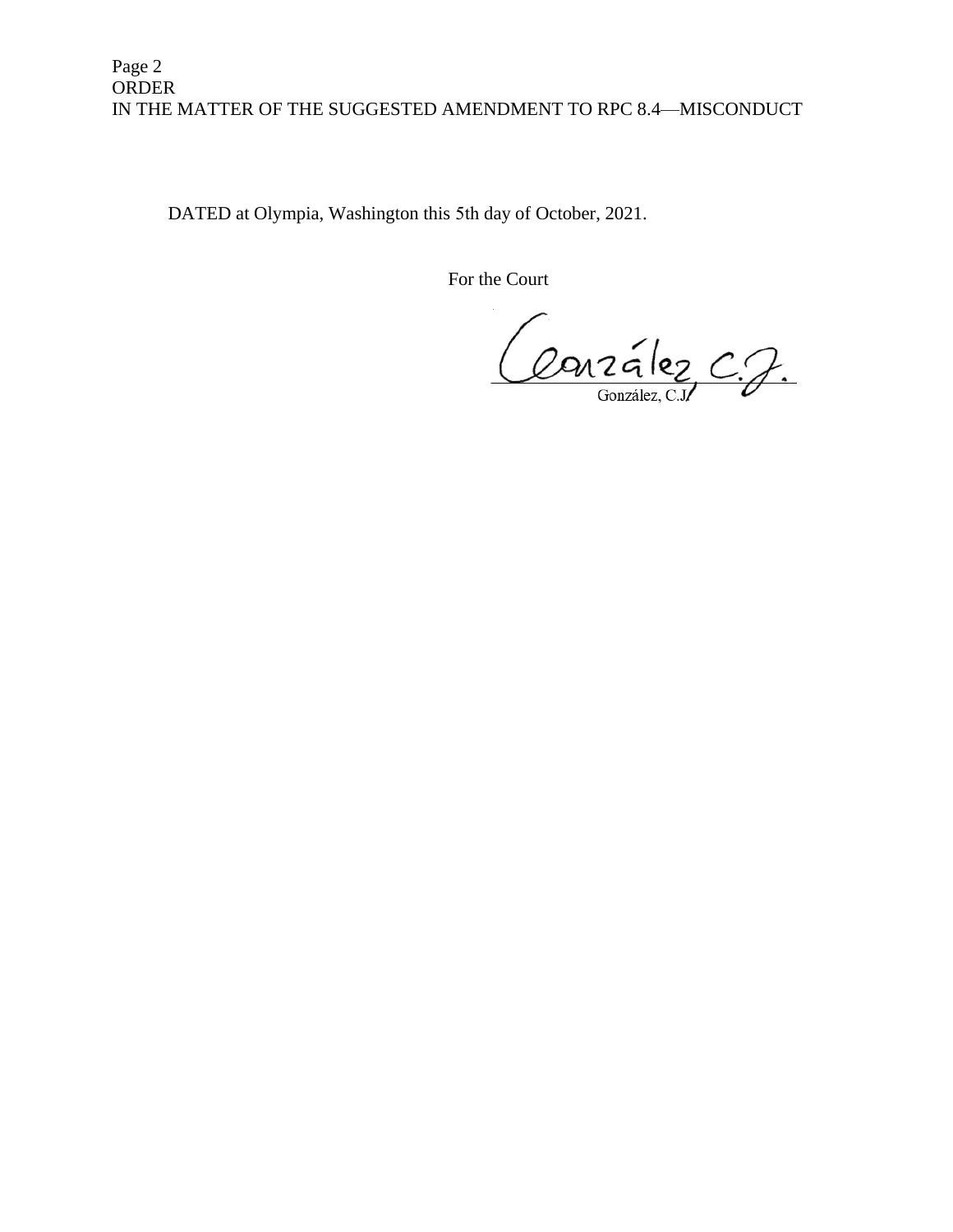DATED at Olympia, Washington this 5th day of October, 2021.

For the Court

González, C.J.

González, C.J.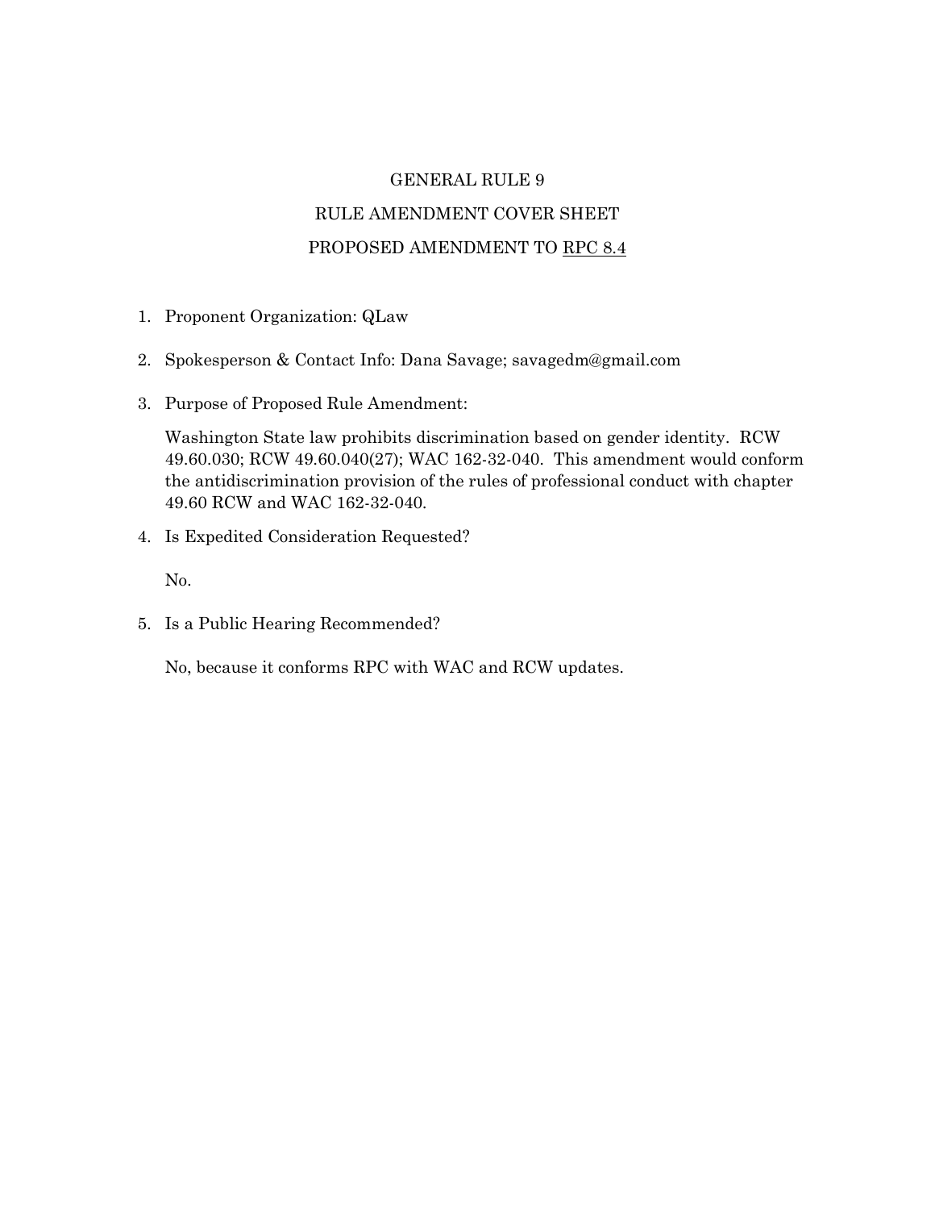# GENERAL RULE 9

## RULE AMENDMENT COVER SHEET

## PROPOSED AMENDMENT TO <u>RPC 8.4</u>

1. Proponent Organization: QLaw

2. Spokesperson & Contact Info: Dana Savage; savagedm@gmail.com

3. Purpose of Proposed Rule Amendment:

   Washington State law prohibits discrimination based on gender identity. RCW 49.60.030; RCW 49.60.040(27); WAC 162-32-040. This amendment would conform the antidiscrimination provision of the rules of professional conduct with chapter 49.60 RCW and WAC 162-32-040.

4. Is Expedited Consideration Requested?

   No.

5. Is a Public Hearing Recommended?

   No, because it conforms RPC with WAC and RCW updates.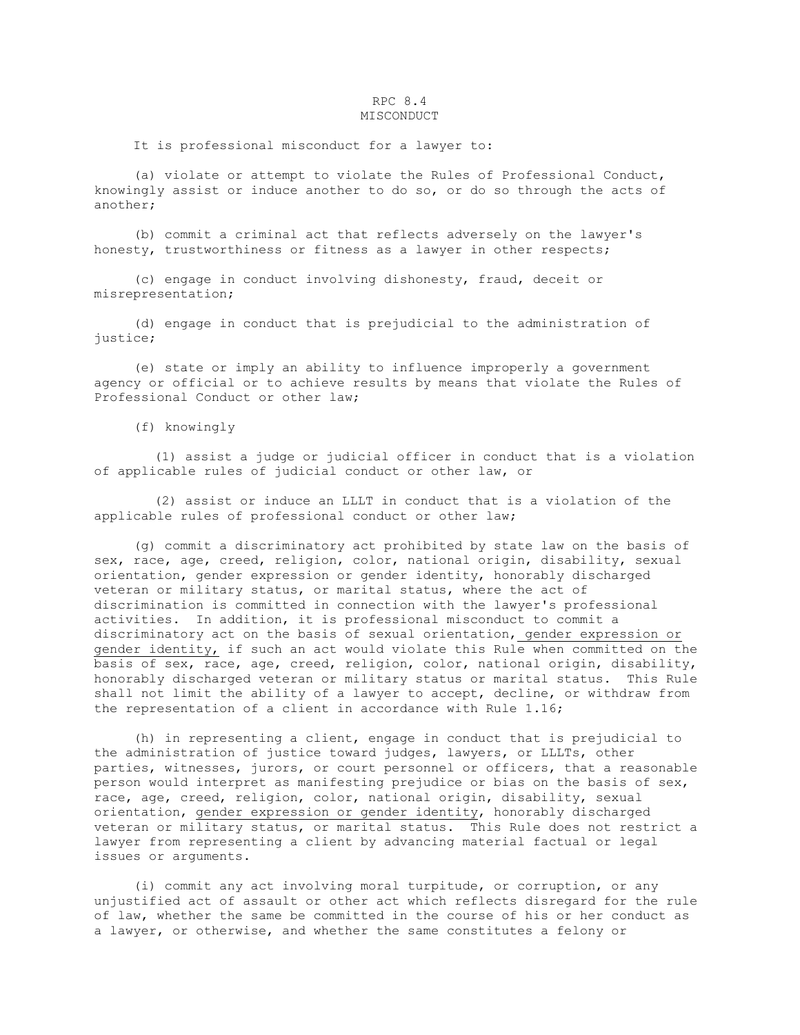# RPC 8.4
# MISCONDUCT

It is professional misconduct for a lawyer to:

(a) violate or attempt to violate the Rules of Professional Conduct, knowingly assist or induce another to do so, or do so through the acts of another;

(b) commit a criminal act that reflects adversely on the lawyer's honesty, trustworthiness or fitness as a lawyer in other respects;

(c) engage in conduct involving dishonesty, fraud, deceit or misrepresentation;

(d) engage in conduct that is prejudicial to the administration of justice;

(e) state or imply an ability to influence improperly a government agency or official or to achieve results by means that violate the Rules of Professional Conduct or other law;

(f) knowingly

(1) assist a judge or judicial officer in conduct that is a violation of applicable rules of judicial conduct or other law, or

(2) assist or induce an LLLT in conduct that is a violation of the applicable rules of professional conduct or other law;

(g) commit a discriminatory act prohibited by state law on the basis of sex, race, age, creed, religion, color, national origin, disability, sexual orientation, gender expression or gender identity, honorably discharged veteran or military status, or marital status, where the act of discrimination is committed in connection with the lawyer's professional activities. In addition, it is professional misconduct to commit a discriminatory act on the basis of sexual orientation, <u>gender expression or gender identity,</u> if such an act would violate this Rule when committed on the basis of sex, race, age, creed, religion, color, national origin, disability, honorably discharged veteran or military status or marital status. This Rule shall not limit the ability of a lawyer to accept, decline, or withdraw from the representation of a client in accordance with Rule 1.16;

(h) in representing a client, engage in conduct that is prejudicial to the administration of justice toward judges, lawyers, or LLLTs, other parties, witnesses, jurors, or court personnel or officers, that a reasonable person would interpret as manifesting prejudice or bias on the basis of sex, race, age, creed, religion, color, national origin, disability, sexual orientation, <u>gender expression or gender identity</u>, honorably discharged veteran or military status, or marital status. This Rule does not restrict a lawyer from representing a client by advancing material factual or legal issues or arguments.

(i) commit any act involving moral turpitude, or corruption, or any unjustified act of assault or other act which reflects disregard for the rule of law, whether the same be committed in the course of his or her conduct as a lawyer, or otherwise, and whether the same constitutes a felony or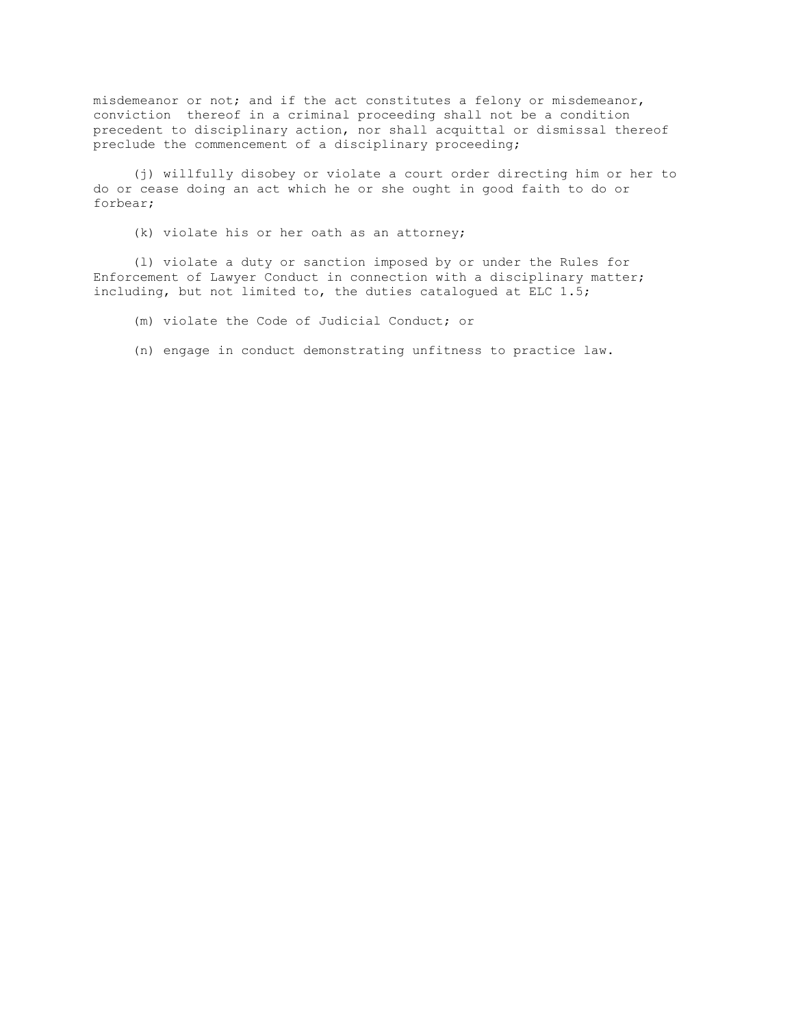misdemeanor or not; and if the act constitutes a felony or misdemeanor, conviction thereof in a criminal proceeding shall not be a condition precedent to disciplinary action, nor shall acquittal or dismissal thereof preclude the commencement of a disciplinary proceeding;

(j) willfully disobey or violate a court order directing him or her to do or cease doing an act which he or she ought in good faith to do or forbear;

(k) violate his or her oath as an attorney;

(l) violate a duty or sanction imposed by or under the Rules for Enforcement of Lawyer Conduct in connection with a disciplinary matter; including, but not limited to, the duties catalogued at ELC 1.5;

(m) violate the Code of Judicial Conduct; or

(n) engage in conduct demonstrating unfitness to practice law.